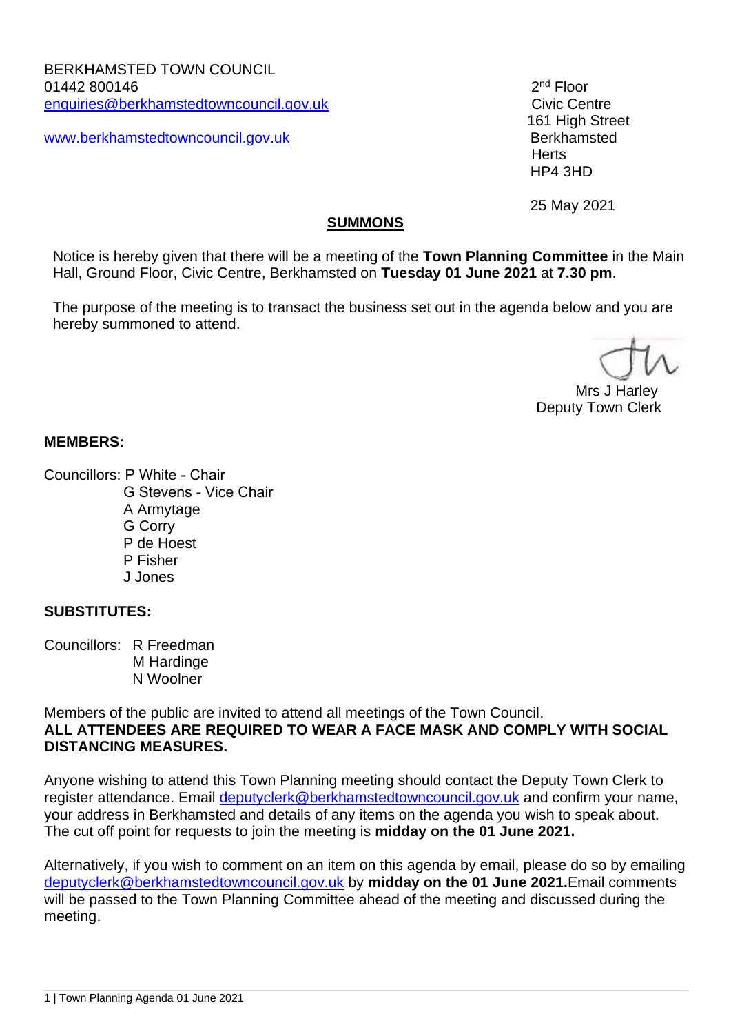BERKHAMSTED TOWN COUNCIL
01442 800146
enquiries@berkhamstedtowncouncil.gov.uk

www.berkhamstedtowncouncil.gov.uk

2nd Floor
Civic Centre
161 High Street
Berkhamsted
Herts
HP4 3HD

25 May 2021

## SUMMONS

Notice is hereby given that there will be a meeting of the **Town Planning Committee** in the Main Hall, Ground Floor, Civic Centre, Berkhamsted on **Tuesday 01 June 2021** at **7.30 pm**.

The purpose of the meeting is to transact the business set out in the agenda below and you are hereby summoned to attend.

Mrs J Harley
Deputy Town Clerk

**MEMBERS:**

Councillors: P White - Chair
G Stevens - Vice Chair
A Armytage
G Corry
P de Hoest
P Fisher
J Jones

**SUBSTITUTES:**

Councillors: R Freedman
M Hardinge
N Woolner

Members of the public are invited to attend all meetings of the Town Council.
**ALL ATTENDEES ARE REQUIRED TO WEAR A FACE MASK AND COMPLY WITH SOCIAL DISTANCING MEASURES.**

Anyone wishing to attend this Town Planning meeting should contact the Deputy Town Clerk to register attendance. Email deputyclerk@berkhamstedtowncouncil.gov.uk and confirm your name, your address in Berkhamsted and details of any items on the agenda you wish to speak about. The cut off point for requests to join the meeting is **midday on the 01 June 2021.**

Alternatively, if you wish to comment on an item on this agenda by email, please do so by emailing deputyclerk@berkhamstedtowncouncil.gov.uk by **midday on the 01 June 2021.** Email comments will be passed to the Town Planning Committee ahead of the meeting and discussed during the meeting.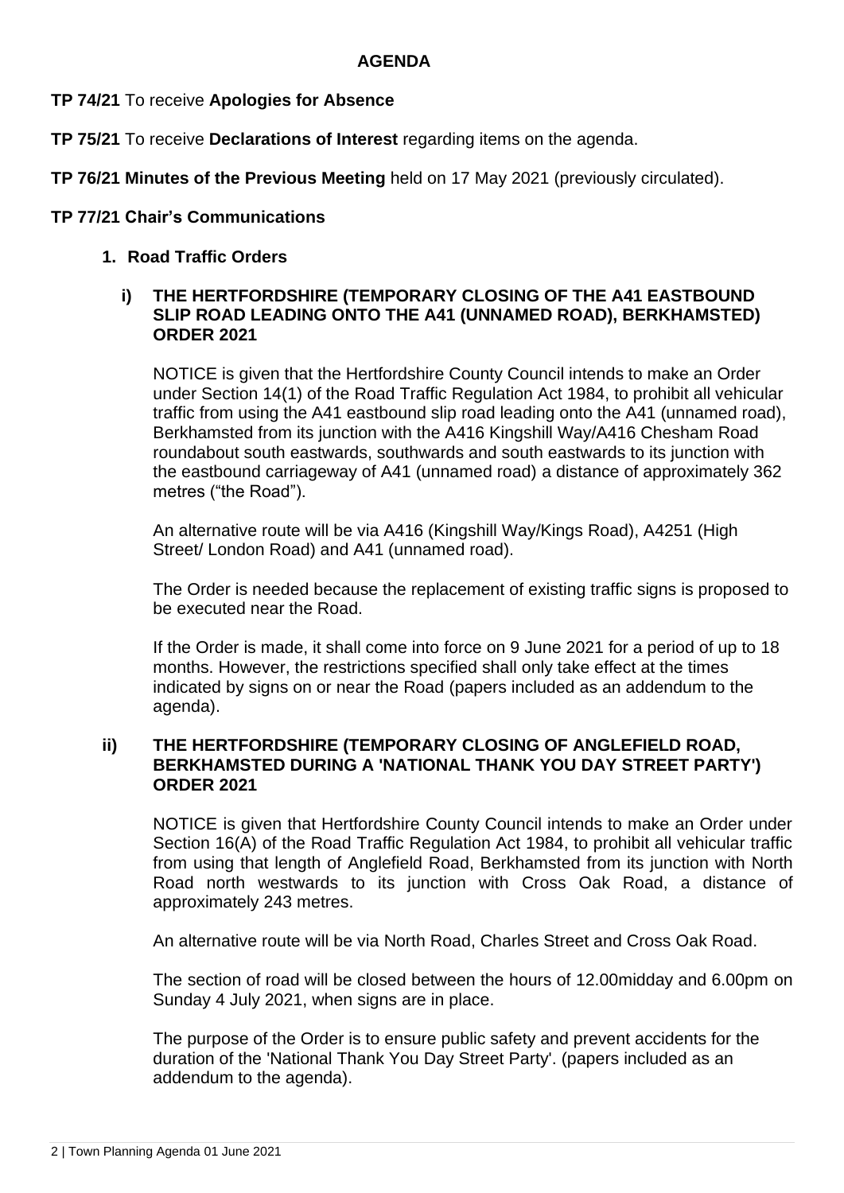## AGENDA

**TP 74/21** To receive **Apologies for Absence**

**TP 75/21** To receive **Declarations of Interest** regarding items on the agenda.

**TP 76/21 Minutes of the Previous Meeting** held on 17 May 2021 (previously circulated).

**TP 77/21 Chair's Communications**

**1. Road Traffic Orders**

**i) THE HERTFORDSHIRE (TEMPORARY CLOSING OF THE A41 EASTBOUND SLIP ROAD LEADING ONTO THE A41 (UNNAMED ROAD), BERKHAMSTED) ORDER 2021**

NOTICE is given that the Hertfordshire County Council intends to make an Order under Section 14(1) of the Road Traffic Regulation Act 1984, to prohibit all vehicular traffic from using the A41 eastbound slip road leading onto the A41 (unnamed road), Berkhamsted from its junction with the A416 Kingshill Way/A416 Chesham Road roundabout south eastwards, southwards and south eastwards to its junction with the eastbound carriageway of A41 (unnamed road) a distance of approximately 362 metres ("the Road").

An alternative route will be via A416 (Kingshill Way/Kings Road), A4251 (High Street/ London Road) and A41 (unnamed road).

The Order is needed because the replacement of existing traffic signs is proposed to be executed near the Road.

If the Order is made, it shall come into force on 9 June 2021 for a period of up to 18 months. However, the restrictions specified shall only take effect at the times indicated by signs on or near the Road (papers included as an addendum to the agenda).

**ii) THE HERTFORDSHIRE (TEMPORARY CLOSING OF ANGLEFIELD ROAD, BERKHAMSTED DURING A 'NATIONAL THANK YOU DAY STREET PARTY') ORDER 2021**

NOTICE is given that Hertfordshire County Council intends to make an Order under Section 16(A) of the Road Traffic Regulation Act 1984, to prohibit all vehicular traffic from using that length of Anglefield Road, Berkhamsted from its junction with North Road north westwards to its junction with Cross Oak Road, a distance of approximately 243 metres.

An alternative route will be via North Road, Charles Street and Cross Oak Road.

The section of road will be closed between the hours of 12.00midday and 6.00pm on Sunday 4 July 2021, when signs are in place.

The purpose of the Order is to ensure public safety and prevent accidents for the duration of the 'National Thank You Day Street Party'. (papers included as an addendum to the agenda).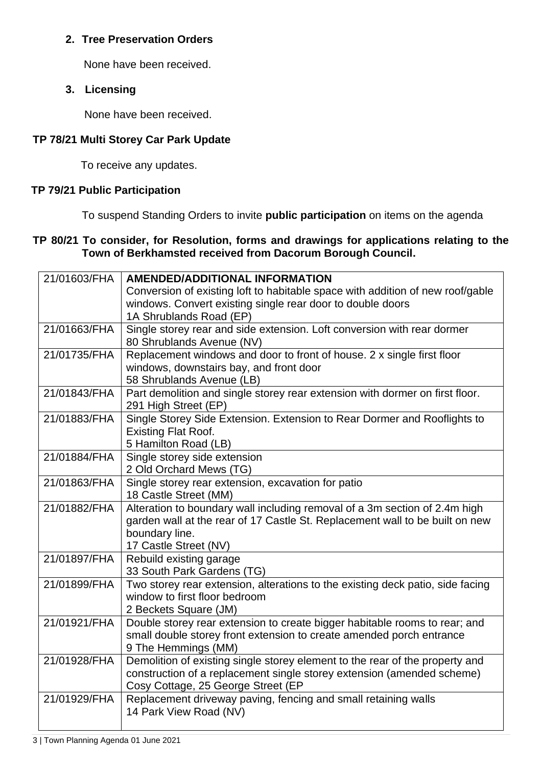**2. Tree Preservation Orders**

None have been received.

**3. Licensing**

None have been received.

**TP 78/21 Multi Storey Car Park Update**

To receive any updates.

**TP 79/21 Public Participation**

To suspend Standing Orders to invite **public participation** on items on the agenda

**TP 80/21 To consider, for Resolution, forms and drawings for applications relating to the Town of Berkhamsted received from Dacorum Borough Council.**

| | |
|---|---|
| 21/01603/FHA | **AMENDED/ADDITIONAL INFORMATION**<br>Conversion of existing loft to habitable space with addition of new roof/gable windows. Convert existing single rear door to double doors<br>1A Shrublands Road (EP) |
| 21/01663/FHA | Single storey rear and side extension. Loft conversion with rear dormer<br>80 Shrublands Avenue (NV) |
| 21/01735/FHA | Replacement windows and door to front of house. 2 x single first floor windows, downstairs bay, and front door<br>58 Shrublands Avenue (LB) |
| 21/01843/FHA | Part demolition and single storey rear extension with dormer on first floor.<br>291 High Street (EP) |
| 21/01883/FHA | Single Storey Side Extension. Extension to Rear Dormer and Rooflights to Existing Flat Roof.<br>5 Hamilton Road (LB) |
| 21/01884/FHA | Single storey side extension<br>2 Old Orchard Mews (TG) |
| 21/01863/FHA | Single storey rear extension, excavation for patio<br>18 Castle Street (MM) |
| 21/01882/FHA | Alteration to boundary wall including removal of a 3m section of 2.4m high garden wall at the rear of 17 Castle St. Replacement wall to be built on new boundary line.<br>17 Castle Street (NV) |
| 21/01897/FHA | Rebuild existing garage<br>33 South Park Gardens (TG) |
| 21/01899/FHA | Two storey rear extension, alterations to the existing deck patio, side facing window to first floor bedroom<br>2 Beckets Square (JM) |
| 21/01921/FHA | Double storey rear extension to create bigger habitable rooms to rear; and small double storey front extension to create amended porch entrance<br>9 The Hemmings (MM) |
| 21/01928/FHA | Demolition of existing single storey element to the rear of the property and construction of a replacement single storey extension (amended scheme)<br>Cosy Cottage, 25 George Street (EP |
| 21/01929/FHA | Replacement driveway paving, fencing and small retaining walls<br>14 Park View Road (NV) |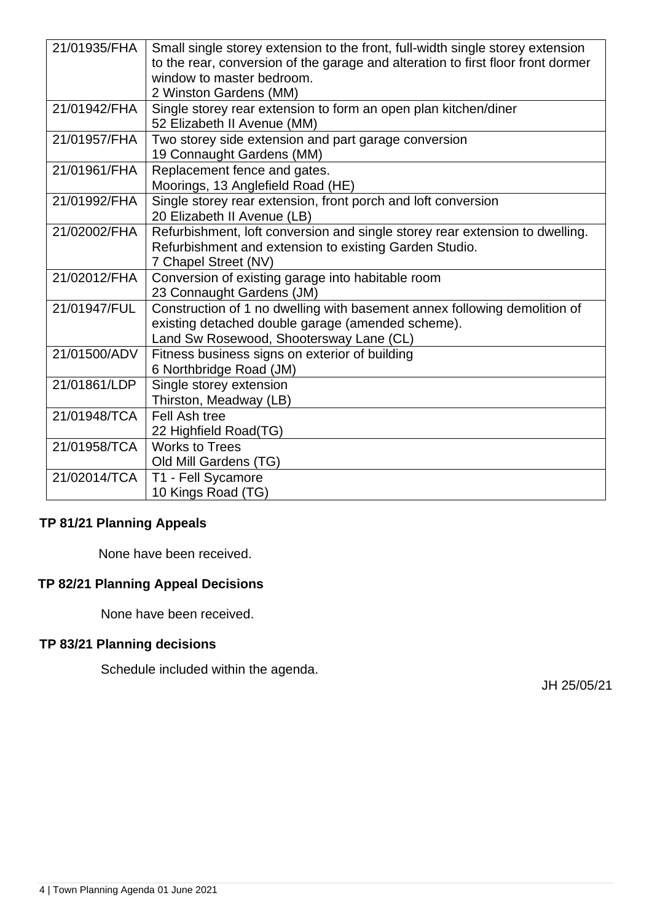| | |
|---|---|
| 21/01935/FHA | Small single storey extension to the front, full-width single storey extension to the rear, conversion of the garage and alteration to first floor front dormer window to master bedroom.<br>2 Winston Gardens (MM) |
| 21/01942/FHA | Single storey rear extension to form an open plan kitchen/diner<br>52 Elizabeth II Avenue (MM) |
| 21/01957/FHA | Two storey side extension and part garage conversion<br>19 Connaught Gardens (MM) |
| 21/01961/FHA | Replacement fence and gates.<br>Moorings, 13 Anglefield Road (HE) |
| 21/01992/FHA | Single storey rear extension, front porch and loft conversion<br>20 Elizabeth II Avenue (LB) |
| 21/02002/FHA | Refurbishment, loft conversion and single storey rear extension to dwelling. Refurbishment and extension to existing Garden Studio.<br>7 Chapel Street (NV) |
| 21/02012/FHA | Conversion of existing garage into habitable room<br>23 Connaught Gardens (JM) |
| 21/01947/FUL | Construction of 1 no dwelling with basement annex following demolition of existing detached double garage (amended scheme).<br>Land Sw Rosewood, Shootersway Lane (CL) |
| 21/01500/ADV | Fitness business signs on exterior of building<br>6 Northbridge Road (JM) |
| 21/01861/LDP | Single storey extension<br>Thirston, Meadway (LB) |
| 21/01948/TCA | Fell Ash tree<br>22 Highfield Road(TG) |
| 21/01958/TCA | Works to Trees<br>Old Mill Gardens (TG) |
| 21/02014/TCA | T1 - Fell Sycamore<br>10 Kings Road (TG) |

**TP 81/21 Planning Appeals**

None have been received.

**TP 82/21 Planning Appeal Decisions**

None have been received.

**TP 83/21 Planning decisions**

Schedule included within the agenda.

JH 25/05/21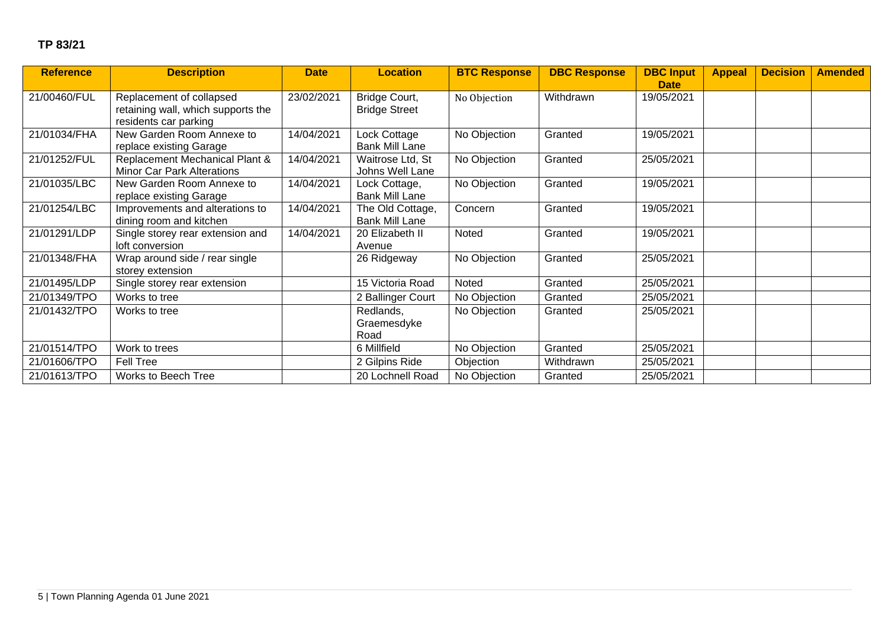**TP 83/21**

| Reference | Description | Date | Location | BTC Response | DBC Response | DBC Input Date | Appeal | Decision | Amended |
|---|---|---|---|---|---|---|---|---|---|
| 21/00460/FUL | Replacement of collapsed retaining wall, which supports the residents car parking | 23/02/2021 | Bridge Court, Bridge Street | No Objection | Withdrawn | 19/05/2021 | | | |
| 21/01034/FHA | New Garden Room Annexe to replace existing Garage | 14/04/2021 | Lock Cottage Bank Mill Lane | No Objection | Granted | 19/05/2021 | | | |
| 21/01252/FUL | Replacement Mechanical Plant & Minor Car Park Alterations | 14/04/2021 | Waitrose Ltd, St Johns Well Lane | No Objection | Granted | 25/05/2021 | | | |
| 21/01035/LBC | New Garden Room Annexe to replace existing Garage | 14/04/2021 | Lock Cottage, Bank Mill Lane | No Objection | Granted | 19/05/2021 | | | |
| 21/01254/LBC | Improvements and alterations to dining room and kitchen | 14/04/2021 | The Old Cottage, Bank Mill Lane | Concern | Granted | 19/05/2021 | | | |
| 21/01291/LDP | Single storey rear extension and loft conversion | 14/04/2021 | 20 Elizabeth II Avenue | Noted | Granted | 19/05/2021 | | | |
| 21/01348/FHA | Wrap around side / rear single storey extension | | 26 Ridgeway | No Objection | Granted | 25/05/2021 | | | |
| 21/01495/LDP | Single storey rear extension | | 15 Victoria Road | Noted | Granted | 25/05/2021 | | | |
| 21/01349/TPO | Works to tree | | 2 Ballinger Court | No Objection | Granted | 25/05/2021 | | | |
| 21/01432/TPO | Works to tree | | Redlands, Graemesdyke Road | No Objection | Granted | 25/05/2021 | | | |
| 21/01514/TPO | Work to trees | | 6 Millfield | No Objection | Granted | 25/05/2021 | | | |
| 21/01606/TPO | Fell Tree | | 2 Gilpins Ride | Objection | Withdrawn | 25/05/2021 | | | |
| 21/01613/TPO | Works to Beech Tree | | 20 Lochnell Road | No Objection | Granted | 25/05/2021 | | | |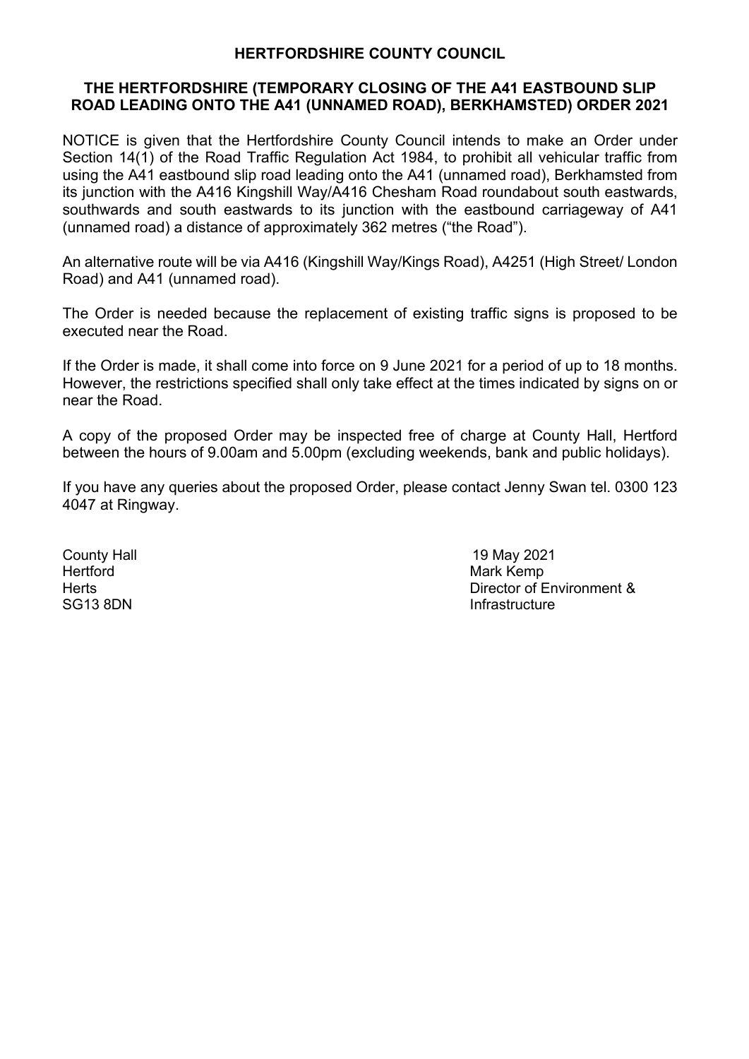**HERTFORDSHIRE COUNTY COUNCIL**

**THE HERTFORDSHIRE (TEMPORARY CLOSING OF THE A41 EASTBOUND SLIP ROAD LEADING ONTO THE A41 (UNNAMED ROAD), BERKHAMSTED) ORDER 2021**

NOTICE is given that the Hertfordshire County Council intends to make an Order under Section 14(1) of the Road Traffic Regulation Act 1984, to prohibit all vehicular traffic from using the A41 eastbound slip road leading onto the A41 (unnamed road), Berkhamsted from its junction with the A416 Kingshill Way/A416 Chesham Road roundabout south eastwards, southwards and south eastwards to its junction with the eastbound carriageway of A41 (unnamed road) a distance of approximately 362 metres ("the Road").

An alternative route will be via A416 (Kingshill Way/Kings Road), A4251 (High Street/ London Road) and A41 (unnamed road).

The Order is needed because the replacement of existing traffic signs is proposed to be executed near the Road.

If the Order is made, it shall come into force on 9 June 2021 for a period of up to 18 months. However, the restrictions specified shall only take effect at the times indicated by signs on or near the Road.

A copy of the proposed Order may be inspected free of charge at County Hall, Hertford between the hours of 9.00am and 5.00pm (excluding weekends, bank and public holidays).

If you have any queries about the proposed Order, please contact Jenny Swan tel. 0300 123 4047 at Ringway.

County Hall
Hertford
Herts
SG13 8DN

19 May 2021
Mark Kemp
Director of Environment & Infrastructure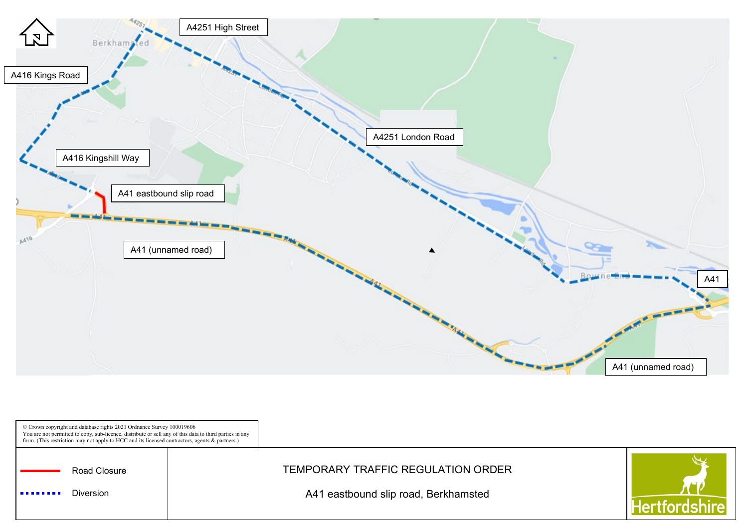A4251 High Street

A416 Kings Road

A4251 London Road

A416 Kingshill Way

A41 eastbound slip road

A41 (unnamed road)

A41

A41 (unnamed road)

© Crown copyright and database rights 2021 Ordnance Survey 100019606
You are not permitted to copy, sub-licence, distribute or sell any of this data to third parties in any form. (This restriction may not apply to HCC and its licensed contractors, agents & partners.)

Road Closure

Diversion

TEMPORARY TRAFFIC REGULATION ORDER

A41 eastbound slip road, Berkhamsted

Hertfordshire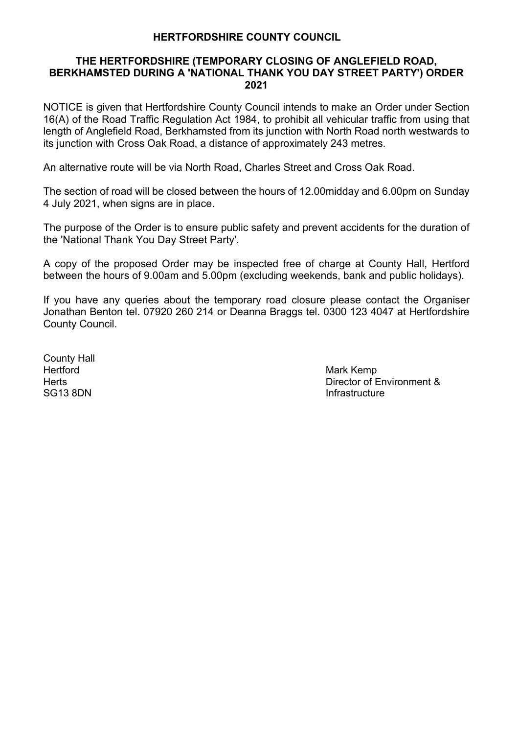**HERTFORDSHIRE COUNTY COUNCIL**

**THE HERTFORDSHIRE (TEMPORARY CLOSING OF ANGLEFIELD ROAD, BERKHAMSTED DURING A 'NATIONAL THANK YOU DAY STREET PARTY') ORDER 2021**

NOTICE is given that Hertfordshire County Council intends to make an Order under Section 16(A) of the Road Traffic Regulation Act 1984, to prohibit all vehicular traffic from using that length of Anglefield Road, Berkhamsted from its junction with North Road north westwards to its junction with Cross Oak Road, a distance of approximately 243 metres.

An alternative route will be via North Road, Charles Street and Cross Oak Road.

The section of road will be closed between the hours of 12.00midday and 6.00pm on Sunday 4 July 2021, when signs are in place.

The purpose of the Order is to ensure public safety and prevent accidents for the duration of the 'National Thank You Day Street Party'.

A copy of the proposed Order may be inspected free of charge at County Hall, Hertford between the hours of 9.00am and 5.00pm (excluding weekends, bank and public holidays).

If you have any queries about the temporary road closure please contact the Organiser Jonathan Benton tel. 07920 260 214 or Deanna Braggs tel. 0300 123 4047 at Hertfordshire County Council.

County Hall
Hertford
Herts
SG13 8DN

Mark Kemp
Director of Environment & Infrastructure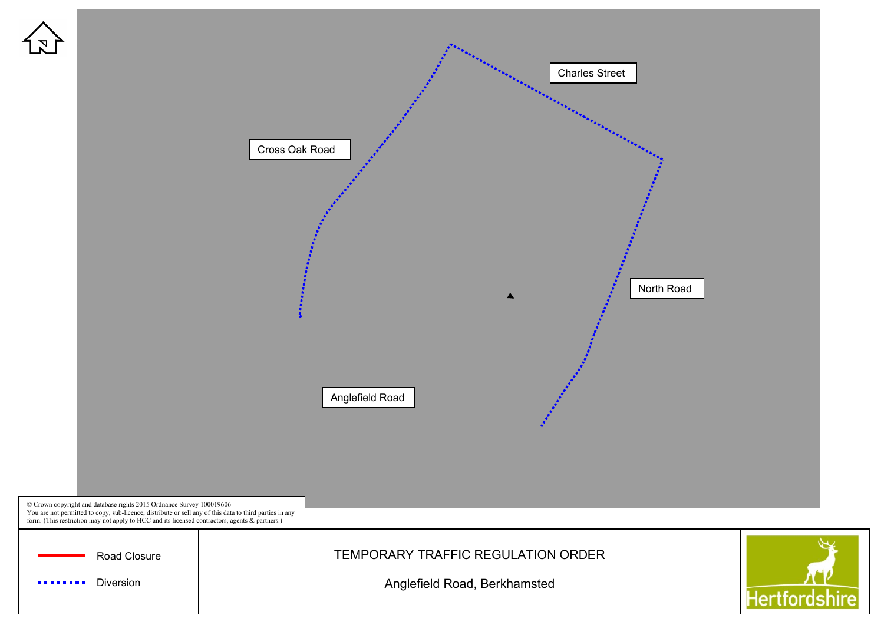Charles Street

Cross Oak Road

North Road

Anglefield Road

© Crown copyright and database rights 2015 Ordnance Survey 100019606
You are not permitted to copy, sub-licence, distribute or sell any of this data to third parties in any form. (This restriction may not apply to HCC and its licensed contractors, agents & partners.)

Road Closure

Diversion

TEMPORARY TRAFFIC REGULATION ORDER

Anglefield Road, Berkhamsted

Hertfordshire